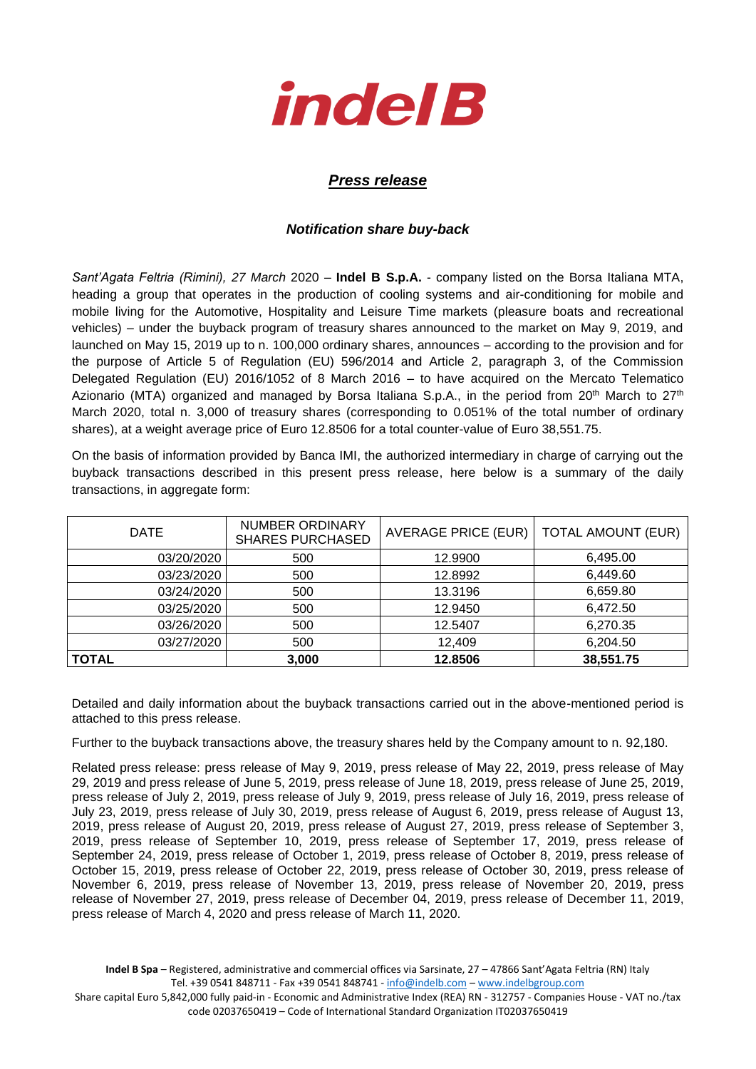# indel B

## *Press release*

### *Notification share buy-back*

*Sant'Agata Feltria (Rimini), 27 March* 2020 – **Indel B S.p.A.** - company listed on the Borsa Italiana MTA, heading a group that operates in the production of cooling systems and air-conditioning for mobile and mobile living for the Automotive, Hospitality and Leisure Time markets (pleasure boats and recreational vehicles) – under the buyback program of treasury shares announced to the market on May 9, 2019, and launched on May 15, 2019 up to n. 100,000 ordinary shares, announces – according to the provision and for the purpose of Article 5 of Regulation (EU) 596/2014 and Article 2, paragraph 3, of the Commission Delegated Regulation (EU) 2016/1052 of 8 March 2016 – to have acquired on the Mercato Telematico Azionario (MTA) organized and managed by Borsa Italiana S.p.A., in the period from 20th March to 27th March 2020, total n. 3,000 of treasury shares (corresponding to 0.051% of the total number of ordinary shares), at a weight average price of Euro 12.8506 for a total counter-value of Euro 38,551.75.

On the basis of information provided by Banca IMI, the authorized intermediary in charge of carrying out the buyback transactions described in this present press release, here below is a summary of the daily transactions, in aggregate form:

| DATE | NUMBER ORDINARY SHARES PURCHASED | AVERAGE PRICE (EUR) | TOTAL AMOUNT (EUR) |
|---|---|---|---|
| 03/20/2020 | 500 | 12.9900 | 6,495.00 |
| 03/23/2020 | 500 | 12.8992 | 6,449.60 |
| 03/24/2020 | 500 | 13.3196 | 6,659.80 |
| 03/25/2020 | 500 | 12.9450 | 6,472.50 |
| 03/26/2020 | 500 | 12.5407 | 6,270.35 |
| 03/27/2020 | 500 | 12,409 | 6,204.50 |
| **TOTAL** | **3,000** | **12.8506** | **38,551.75** |

Detailed and daily information about the buyback transactions carried out in the above-mentioned period is attached to this press release.

Further to the buyback transactions above, the treasury shares held by the Company amount to n. 92,180.

Related press release: press release of May 9, 2019, press release of May 22, 2019, press release of May 29, 2019 and press release of June 5, 2019, press release of June 18, 2019, press release of June 25, 2019, press release of July 2, 2019, press release of July 9, 2019, press release of July 16, 2019, press release of July 23, 2019, press release of July 30, 2019, press release of August 6, 2019, press release of August 13, 2019, press release of August 20, 2019, press release of August 27, 2019, press release of September 3, 2019, press release of September 10, 2019, press release of September 17, 2019, press release of September 24, 2019, press release of October 1, 2019, press release of October 8, 2019, press release of October 15, 2019, press release of October 22, 2019, press release of October 30, 2019, press release of November 6, 2019, press release of November 13, 2019, press release of November 20, 2019, press release of November 27, 2019, press release of December 04, 2019, press release of December 11, 2019, press release of March 4, 2020 and press release of March 11, 2020.

**Indel B Spa** – Registered, administrative and commercial offices via Sarsinate, 27 – 47866 Sant'Agata Feltria (RN) Italy
Tel. +39 0541 848711 - Fax +39 0541 848741 - info@indelb.com – www.indelbgroup.com
Share capital Euro 5,842,000 fully paid-in - Economic and Administrative Index (REA) RN - 312757 - Companies House - VAT no./tax code 02037650419 – Code of International Standard Organization IT02037650419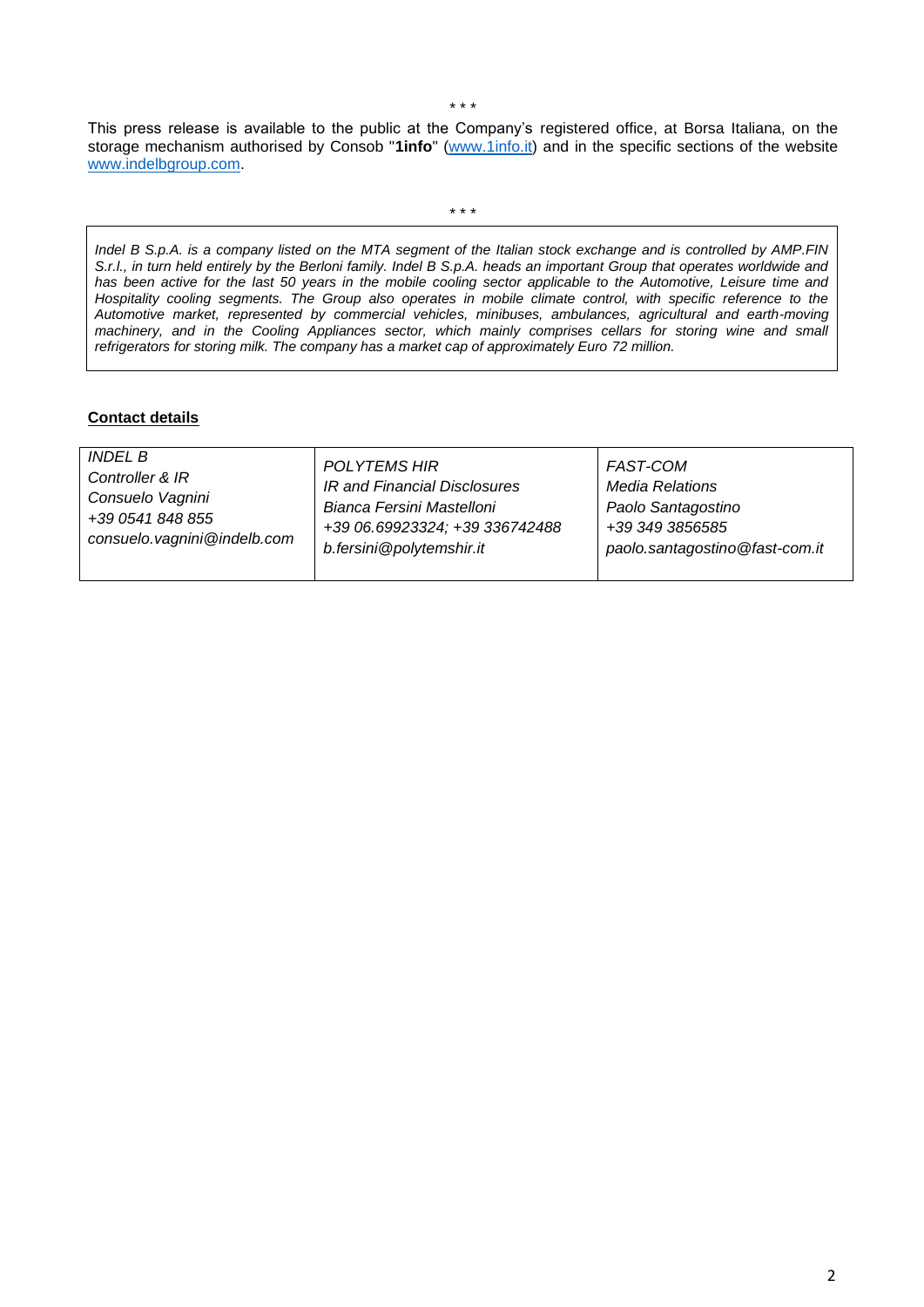\* \* \*

This press release is available to the public at the Company's registered office, at Borsa Italiana, on the storage mechanism authorised by Consob "**1info**" ([www.1info.it](http://www.1info.it)) and in the specific sections of the website [www.indelbgroup.com](http://www.indelbgroup.com).

\* \* \*

*Indel B S.p.A. is a company listed on the MTA segment of the Italian stock exchange and is controlled by AMP.FIN S.r.l., in turn held entirely by the Berloni family. Indel B S.p.A. heads an important Group that operates worldwide and has been active for the last 50 years in the mobile cooling sector applicable to the Automotive, Leisure time and Hospitality cooling segments. The Group also operates in mobile climate control, with specific reference to the Automotive market, represented by commercial vehicles, minibuses, ambulances, agricultural and earth-moving machinery, and in the Cooling Appliances sector, which mainly comprises cellars for storing wine and small refrigerators for storing milk. The company has a market cap of approximately Euro 72 million.*

**Contact details**

| | | |
|---|---|---|
| *INDEL B*<br>*Controller & IR*<br>*Consuelo Vagnini*<br>*+39 0541 848 855*<br>*consuelo.vagnini@indelb.com* | *POLYTEMS HIR*<br>*IR and Financial Disclosures*<br>*Bianca Fersini Mastelloni*<br>*+39 06.69923324; +39 336742488*<br>*b.fersini@polytemshir.it* | *FAST-COM*<br>*Media Relations*<br>*Paolo Santagostino*<br>*+39 349 3856585*<br>*paolo.santagostino@fast-com.it* |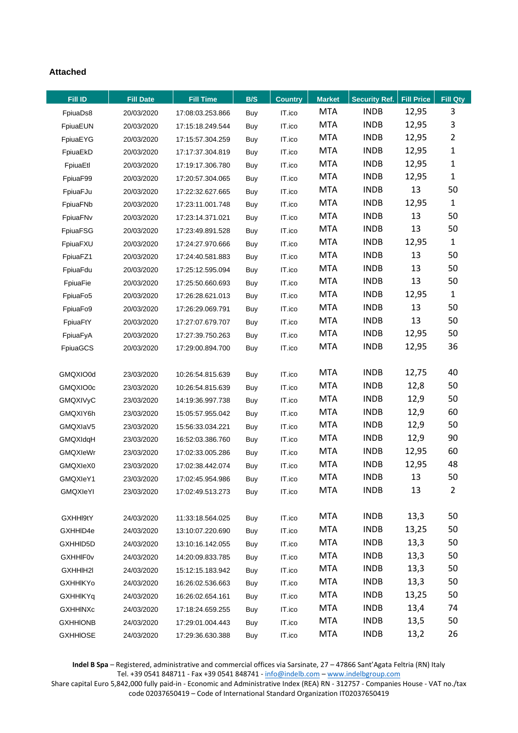**Attached**

| Fill ID | Fill Date | Fill Time | B/S | Country | Market | Security Ref. | Fill Price | Fill Qty |
|---|---|---|---|---|---|---|---|---|
| FpiuaDs8 | 20/03/2020 | 17:08:03.253.866 | Buy | IT.ico | MTA | INDB | 12,95 | 3 |
| FpiuaEUN | 20/03/2020 | 17:15:18.249.544 | Buy | IT.ico | MTA | INDB | 12,95 | 3 |
| FpiuaEYG | 20/03/2020 | 17:15:57.304.259 | Buy | IT.ico | MTA | INDB | 12,95 | 2 |
| FpiuaEkD | 20/03/2020 | 17:17:37.304.819 | Buy | IT.ico | MTA | INDB | 12,95 | 1 |
| FpiuaEtl | 20/03/2020 | 17:19:17.306.780 | Buy | IT.ico | MTA | INDB | 12,95 | 1 |
| FpiuaF99 | 20/03/2020 | 17:20:57.304.065 | Buy | IT.ico | MTA | INDB | 12,95 | 1 |
| FpiuaFJu | 20/03/2020 | 17:22:32.627.665 | Buy | IT.ico | MTA | INDB | 13 | 50 |
| FpiuaFNb | 20/03/2020 | 17:23:11.001.748 | Buy | IT.ico | MTA | INDB | 12,95 | 1 |
| FpiuaFNv | 20/03/2020 | 17:23:14.371.021 | Buy | IT.ico | MTA | INDB | 13 | 50 |
| FpiuaFSG | 20/03/2020 | 17:23:49.891.528 | Buy | IT.ico | MTA | INDB | 13 | 50 |
| FpiuaFXU | 20/03/2020 | 17:24:27.970.666 | Buy | IT.ico | MTA | INDB | 12,95 | 1 |
| FpiuaFZ1 | 20/03/2020 | 17:24:40.581.883 | Buy | IT.ico | MTA | INDB | 13 | 50 |
| FpiuaFdu | 20/03/2020 | 17:25:12.595.094 | Buy | IT.ico | MTA | INDB | 13 | 50 |
| FpiuaFie | 20/03/2020 | 17:25:50.660.693 | Buy | IT.ico | MTA | INDB | 13 | 50 |
| FpiuaFo5 | 20/03/2020 | 17:26:28.621.013 | Buy | IT.ico | MTA | INDB | 12,95 | 1 |
| FpiuaFo9 | 20/03/2020 | 17:26:29.069.791 | Buy | IT.ico | MTA | INDB | 13 | 50 |
| FpiuaFtY | 20/03/2020 | 17:27:07.679.707 | Buy | IT.ico | MTA | INDB | 13 | 50 |
| FpiuaFyA | 20/03/2020 | 17:27:39.750.263 | Buy | IT.ico | MTA | INDB | 12,95 | 50 |
| FpiuaGCS | 20/03/2020 | 17:29:00.894.700 | Buy | IT.ico | MTA | INDB | 12,95 | 36 |
| | | | | | | | | |
| GMQXIO0d | 23/03/2020 | 10:26:54.815.639 | Buy | IT.ico | MTA | INDB | 12,75 | 40 |
| GMQXIO0c | 23/03/2020 | 10:26:54.815.639 | Buy | IT.ico | MTA | INDB | 12,8 | 50 |
| GMQXIVyC | 23/03/2020 | 14:19:36.997.738 | Buy | IT.ico | MTA | INDB | 12,9 | 50 |
| GMQXIY6h | 23/03/2020 | 15:05:57.955.042 | Buy | IT.ico | MTA | INDB | 12,9 | 60 |
| GMQXIaV5 | 23/03/2020 | 15:56:33.034.221 | Buy | IT.ico | MTA | INDB | 12,9 | 50 |
| GMQXIdqH | 23/03/2020 | 16:52:03.386.760 | Buy | IT.ico | MTA | INDB | 12,9 | 90 |
| GMQXIeWr | 23/03/2020 | 17:02:33.005.286 | Buy | IT.ico | MTA | INDB | 12,95 | 60 |
| GMQXIeX0 | 23/03/2020 | 17:02:38.442.074 | Buy | IT.ico | MTA | INDB | 12,95 | 48 |
| GMQXIeY1 | 23/03/2020 | 17:02:45.954.986 | Buy | IT.ico | MTA | INDB | 13 | 50 |
| GMQXIeYI | 23/03/2020 | 17:02:49.513.273 | Buy | IT.ico | MTA | INDB | 13 | 2 |
| | | | | | | | | |
| GXHHI9tY | 24/03/2020 | 11:33:18.564.025 | Buy | IT.ico | MTA | INDB | 13,3 | 50 |
| GXHHID4e | 24/03/2020 | 13:10:07.220.690 | Buy | IT.ico | MTA | INDB | 13,25 | 50 |
| GXHHID5D | 24/03/2020 | 13:10:16.142.055 | Buy | IT.ico | MTA | INDB | 13,3 | 50 |
| GXHHIF0v | 24/03/2020 | 14:20:09.833.785 | Buy | IT.ico | MTA | INDB | 13,3 | 50 |
| GXHHIH2l | 24/03/2020 | 15:12:15.183.942 | Buy | IT.ico | MTA | INDB | 13,3 | 50 |
| GXHHIKYo | 24/03/2020 | 16:26:02.536.663 | Buy | IT.ico | MTA | INDB | 13,3 | 50 |
| GXHHIKYq | 24/03/2020 | 16:26:02.654.161 | Buy | IT.ico | MTA | INDB | 13,25 | 50 |
| GXHHINXc | 24/03/2020 | 17:18:24.659.255 | Buy | IT.ico | MTA | INDB | 13,4 | 74 |
| GXHHIONB | 24/03/2020 | 17:29:01.004.443 | Buy | IT.ico | MTA | INDB | 13,5 | 50 |
| GXHHIOSE | 24/03/2020 | 17:29:36.630.388 | Buy | IT.ico | MTA | INDB | 13,2 | 26 |

**Indel B Spa** – Registered, administrative and commercial offices via Sarsinate, 27 – 47866 Sant'Agata Feltria (RN) Italy
Tel. +39 0541 848711 - Fax +39 0541 848741 - info@indelb.com – www.indelbgroup.com
Share capital Euro 5,842,000 fully paid-in - Economic and Administrative Index (REA) RN - 312757 - Companies House - VAT no./tax code 02037650419 – Code of International Standard Organization IT02037650419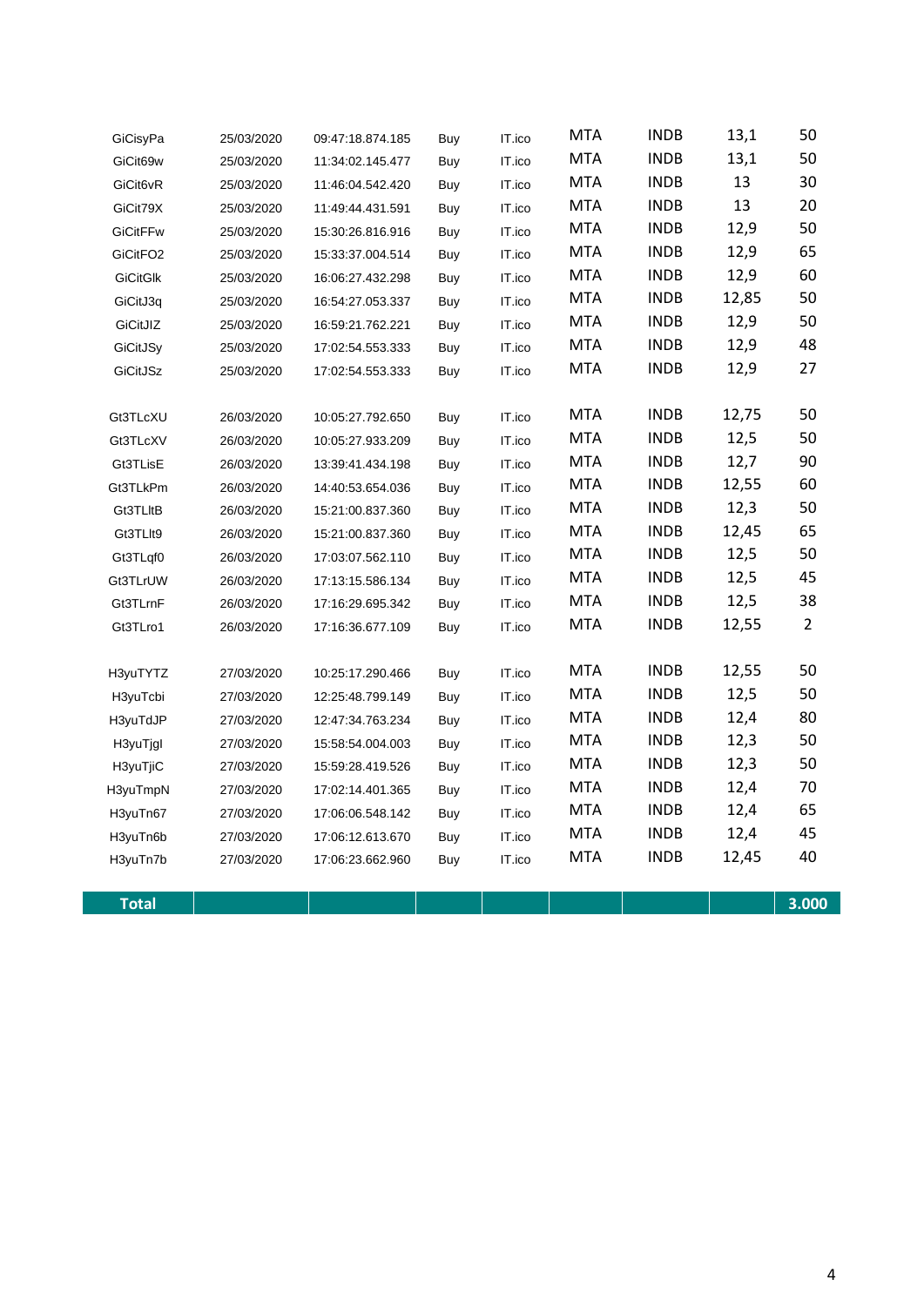| | | | | | | | | |
|---|---|---|---|---|---|---|---|---|
| GiCisyPa | 25/03/2020 | 09:47:18.874.185 | Buy | IT.ico | MTA | INDB | 13,1 | 50 |
| GiCit69w | 25/03/2020 | 11:34:02.145.477 | Buy | IT.ico | MTA | INDB | 13,1 | 50 |
| GiCit6vR | 25/03/2020 | 11:46:04.542.420 | Buy | IT.ico | MTA | INDB | 13 | 30 |
| GiCit79X | 25/03/2020 | 11:49:44.431.591 | Buy | IT.ico | MTA | INDB | 13 | 20 |
| GiCitFFw | 25/03/2020 | 15:30:26.816.916 | Buy | IT.ico | MTA | INDB | 12,9 | 50 |
| GiCitFO2 | 25/03/2020 | 15:33:37.004.514 | Buy | IT.ico | MTA | INDB | 12,9 | 65 |
| GiCitGlk | 25/03/2020 | 16:06:27.432.298 | Buy | IT.ico | MTA | INDB | 12,9 | 60 |
| GiCitJ3q | 25/03/2020 | 16:54:27.053.337 | Buy | IT.ico | MTA | INDB | 12,85 | 50 |
| GiCitJIZ | 25/03/2020 | 16:59:21.762.221 | Buy | IT.ico | MTA | INDB | 12,9 | 50 |
| GiCitJSy | 25/03/2020 | 17:02:54.553.333 | Buy | IT.ico | MTA | INDB | 12,9 | 48 |
| GiCitJSz | 25/03/2020 | 17:02:54.553.333 | Buy | IT.ico | MTA | INDB | 12,9 | 27 |
| | | | | | | | | |
| Gt3TLcXU | 26/03/2020 | 10:05:27.792.650 | Buy | IT.ico | MTA | INDB | 12,75 | 50 |
| Gt3TLcXV | 26/03/2020 | 10:05:27.933.209 | Buy | IT.ico | MTA | INDB | 12,5 | 50 |
| Gt3TLisE | 26/03/2020 | 13:39:41.434.198 | Buy | IT.ico | MTA | INDB | 12,7 | 90 |
| Gt3TLkPm | 26/03/2020 | 14:40:53.654.036 | Buy | IT.ico | MTA | INDB | 12,55 | 60 |
| Gt3TLltB | 26/03/2020 | 15:21:00.837.360 | Buy | IT.ico | MTA | INDB | 12,3 | 50 |
| Gt3TLlt9 | 26/03/2020 | 15:21:00.837.360 | Buy | IT.ico | MTA | INDB | 12,45 | 65 |
| Gt3TLqf0 | 26/03/2020 | 17:03:07.562.110 | Buy | IT.ico | MTA | INDB | 12,5 | 50 |
| Gt3TLrUW | 26/03/2020 | 17:13:15.586.134 | Buy | IT.ico | MTA | INDB | 12,5 | 45 |
| Gt3TLrnF | 26/03/2020 | 17:16:29.695.342 | Buy | IT.ico | MTA | INDB | 12,5 | 38 |
| Gt3TLro1 | 26/03/2020 | 17:16:36.677.109 | Buy | IT.ico | MTA | INDB | 12,55 | 2 |
| | | | | | | | | |
| H3yuTYTZ | 27/03/2020 | 10:25:17.290.466 | Buy | IT.ico | MTA | INDB | 12,55 | 50 |
| H3yuTcbi | 27/03/2020 | 12:25:48.799.149 | Buy | IT.ico | MTA | INDB | 12,5 | 50 |
| H3yuTdJP | 27/03/2020 | 12:47:34.763.234 | Buy | IT.ico | MTA | INDB | 12,4 | 80 |
| H3yuTjgl | 27/03/2020 | 15:58:54.004.003 | Buy | IT.ico | MTA | INDB | 12,3 | 50 |
| H3yuTjiC | 27/03/2020 | 15:59:28.419.526 | Buy | IT.ico | MTA | INDB | 12,3 | 50 |
| H3yuTmpN | 27/03/2020 | 17:02:14.401.365 | Buy | IT.ico | MTA | INDB | 12,4 | 70 |
| H3yuTn67 | 27/03/2020 | 17:06:06.548.142 | Buy | IT.ico | MTA | INDB | 12,4 | 65 |
| H3yuTn6b | 27/03/2020 | 17:06:12.613.670 | Buy | IT.ico | MTA | INDB | 12,4 | 45 |
| H3yuTn7b | 27/03/2020 | 17:06:23.662.960 | Buy | IT.ico | MTA | INDB | 12,45 | 40 |
| | | | | | | | | |
| **Total** | | | | | | | | **3.000** |